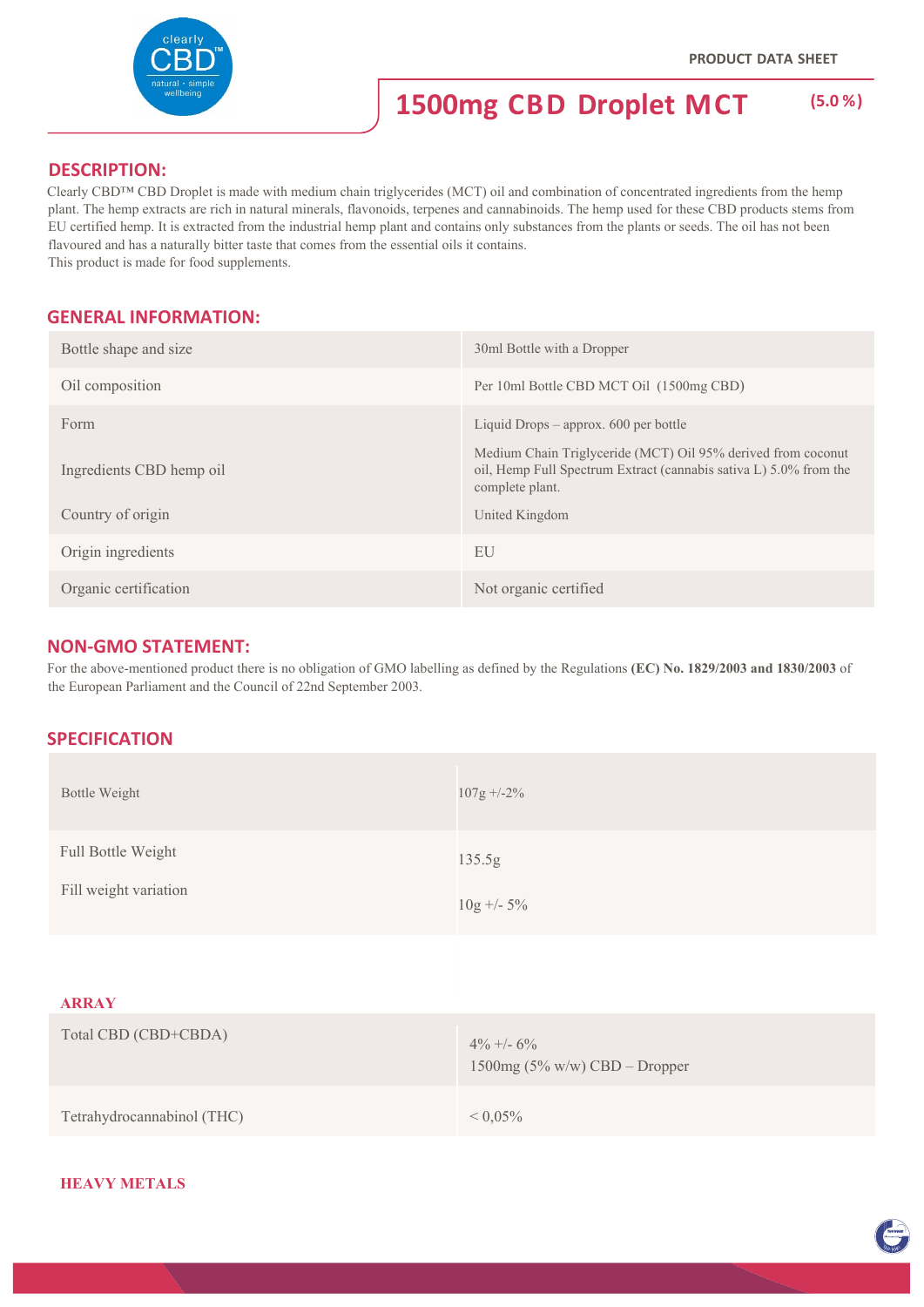PRODUCT DATA SHEET

# 1500mg CBD Droplet MCT (5.0 %)

## DESCRIPTION:

Clearly CBD™ CBD Droplet is made with medium chain triglycerides (MCT) oil and combination of concentrated ingredients from the hemp plant. The hemp extracts are rich in natural minerals, flavonoids, terpenes and cannabinoids. The hemp used for these CBD products stems from EU certified hemp. It is extracted from the industrial hemp plant and contains only substances from the plants or seeds. The oil has not been flavoured and has a naturally bitter taste that comes from the essential oils it contains.
This product is made for food supplements.

## GENERAL INFORMATION:

| | |
|---|---|
| Bottle shape and size | 30ml Bottle with a Dropper |
| Oil composition | Per 10ml Bottle CBD MCT Oil (1500mg CBD) |
| Form | Liquid Drops – approx. 600 per bottle |
| Ingredients CBD hemp oil | Medium Chain Triglyceride (MCT) Oil 95% derived from coconut oil, Hemp Full Spectrum Extract (cannabis sativa L) 5.0% from the complete plant. |
| Country of origin | United Kingdom |
| Origin ingredients | EU |
| Organic certification | Not organic certified |

## NON-GMO STATEMENT:

For the above-mentioned product there is no obligation of GMO labelling as defined by the Regulations **(EC) No. 1829/2003 and 1830/2003** of the European Parliament and the Council of 22nd September 2003.

## SPECIFICATION

| | |
|---|---|
| Bottle Weight | 107g +/-2% |
| Full Bottle Weight | 135.5g |
| Fill weight variation | 10g +/- 5% |

### ARRAY

| | |
|---|---|
| Total CBD (CBD+CBDA) | 4% +/- 6%<br>1500mg (5% w/w) CBD – Dropper |
| Tetrahydrocannabinol (THC) | < 0,05% |

### HEAVY METALS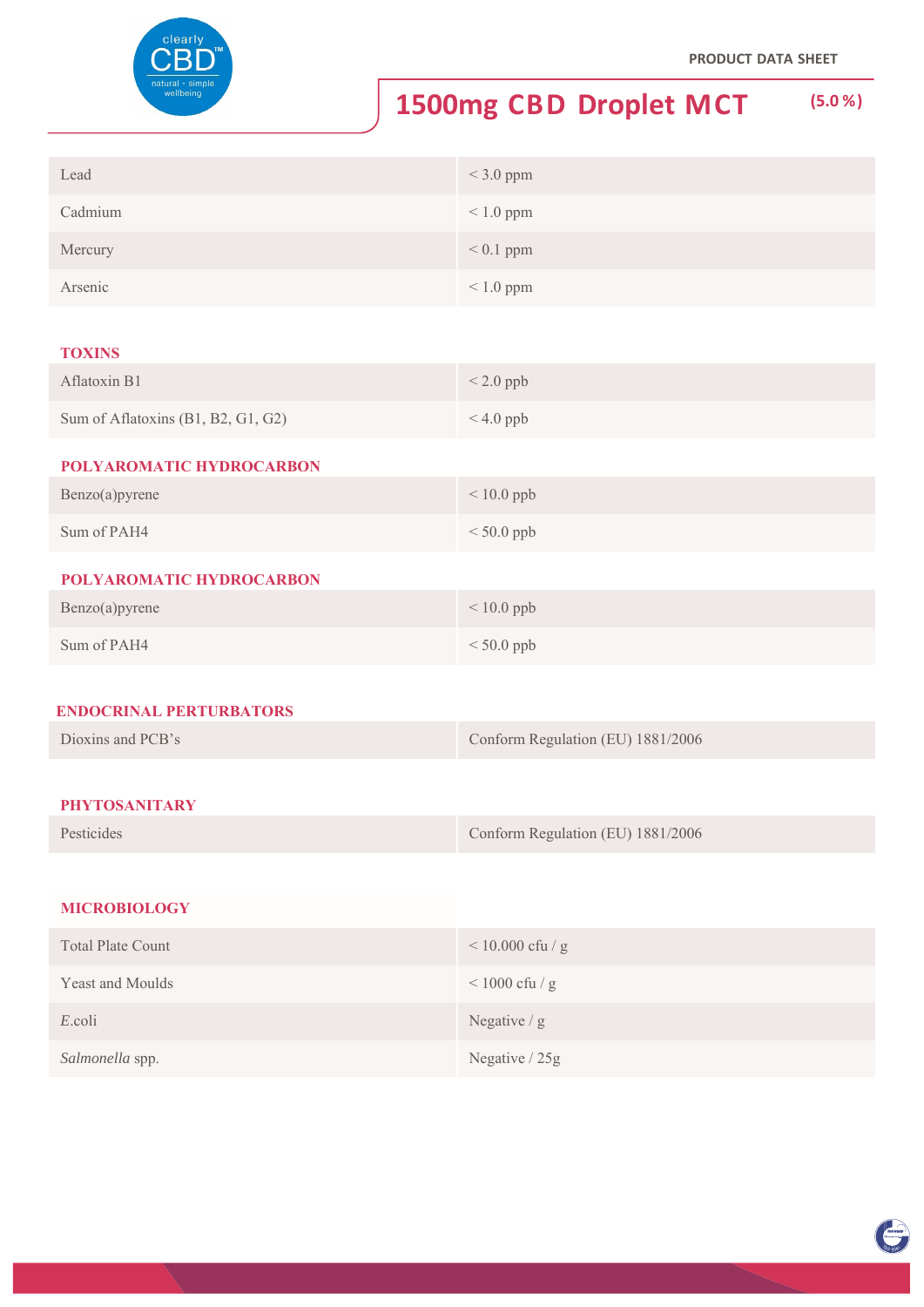| Lead | < 3.0 ppm |
|---|---|
| Cadmium | < 1.0 ppm |
| Mercury | < 0.1 ppm |
| Arsenic | < 1.0 ppm |

**TOXINS**

| Aflatoxin B1 | < 2.0 ppb |
|---|---|
| Sum of Aflatoxins (B1, B2, G1, G2) | < 4.0 ppb |

**POLYAROMATIC HYDROCARBON**

| Benzo(a)pyrene | < 10.0 ppb |
|---|---|
| Sum of PAH4 | < 50.0 ppb |

**POLYAROMATIC HYDROCARBON**

| Benzo(a)pyrene | < 10.0 ppb |
|---|---|
| Sum of PAH4 | < 50.0 ppb |

**ENDOCRINAL PERTURBATORS**

| Dioxins and PCB's | Conform Regulation (EU) 1881/2006 |
|---|---|

**PHYTOSANITARY**

| Pesticides | Conform Regulation (EU) 1881/2006 |
|---|---|

**MICROBIOLOGY**

| Total Plate Count | < 10.000 cfu / g |
|---|---|
| Yeast and Moulds | < 1000 cfu / g |
| *E.*coli | Negative / g |
| *Salmonella* spp. | Negative / 25g |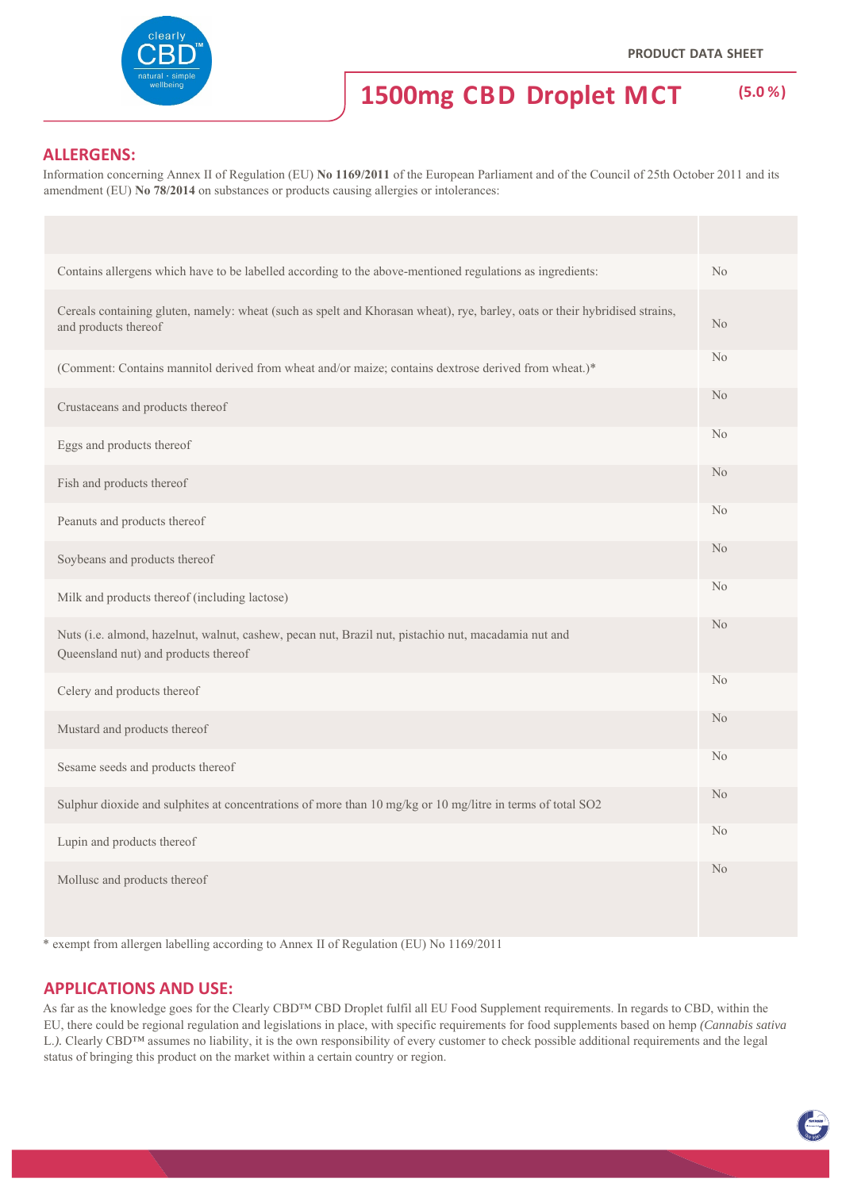PRODUCT DATA SHEET

# 1500mg CBD Droplet MCT (5.0 %)

## ALLERGENS:

Information concerning Annex II of Regulation (EU) **No 1169/2011** of the European Parliament and of the Council of 25th October 2011 and its amendment (EU) **No 78/2014** on substances or products causing allergies or intolerances:

| | |
|---|---|
| Contains allergens which have to be labelled according to the above-mentioned regulations as ingredients: | No |
| Cereals containing gluten, namely: wheat (such as spelt and Khorasan wheat), rye, barley, oats or their hybridised strains, and products thereof | No |
| (Comment: Contains mannitol derived from wheat and/or maize; contains dextrose derived from wheat.)* | No |
| Crustaceans and products thereof | No |
| Eggs and products thereof | No |
| Fish and products thereof | No |
| Peanuts and products thereof | No |
| Soybeans and products thereof | No |
| Milk and products thereof (including lactose) | No |
| Nuts (i.e. almond, hazelnut, walnut, cashew, pecan nut, Brazil nut, pistachio nut, macadamia nut and Queensland nut) and products thereof | No |
| Celery and products thereof | No |
| Mustard and products thereof | No |
| Sesame seeds and products thereof | No |
| Sulphur dioxide and sulphites at concentrations of more than 10 mg/kg or 10 mg/litre in terms of total $SO_2$ | No |
| Lupin and products thereof | No |
| Mollusc and products thereof | No |

* exempt from allergen labelling according to Annex II of Regulation (EU) No 1169/2011

## APPLICATIONS AND USE:

As far as the knowledge goes for the Clearly CBD™ CBD Droplet fulfil all EU Food Supplement requirements. In regards to CBD, within the EU, there could be regional regulation and legislations in place, with specific requirements for food supplements based on hemp *(Cannabis sativa* L.*)*. Clearly CBD™ assumes no liability, it is the own responsibility of every customer to check possible additional requirements and the legal status of bringing this product on the market within a certain country or region.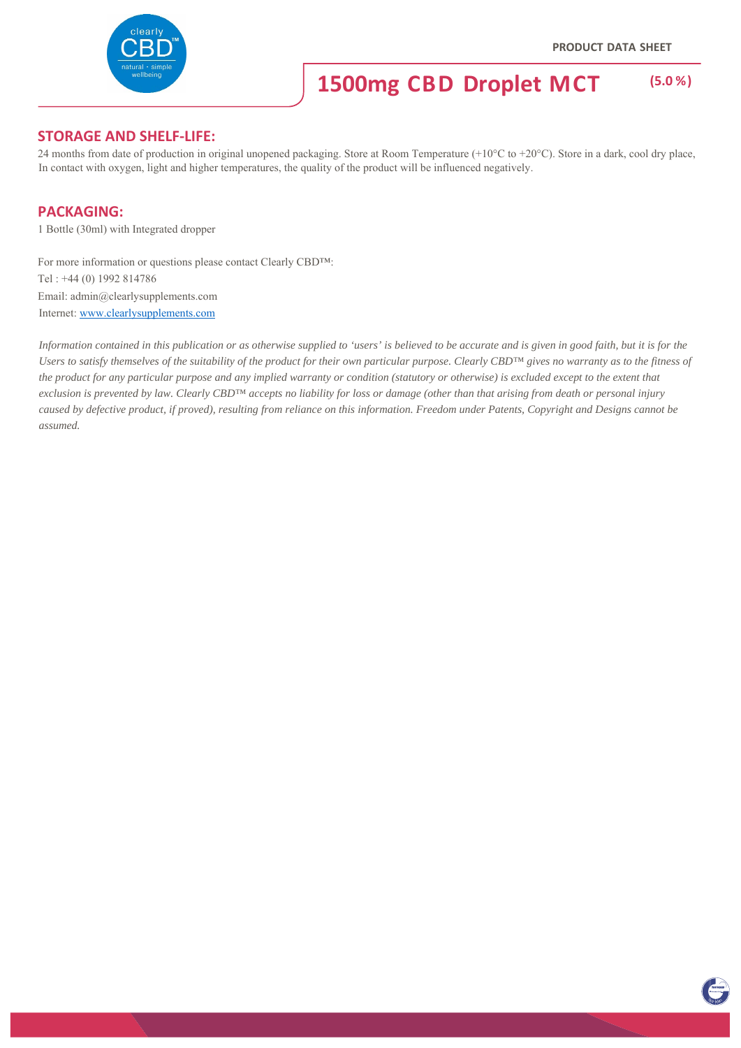## STORAGE AND SHELF-LIFE:

24 months from date of production in original unopened packaging. Store at Room Temperature (+10°C to +20°C). Store in a dark, cool dry place, In contact with oxygen, light and higher temperatures, the quality of the product will be influenced negatively.

## PACKAGING:

1 Bottle (30ml) with Integrated dropper

For more information or questions please contact Clearly CBD™:
Tel : +44 (0) 1992 814786
Email: admin@clearlysupplements.com
Internet: www.clearlysupplements.com

*Information contained in this publication or as otherwise supplied to 'users' is believed to be accurate and is given in good faith, but it is for the Users to satisfy themselves of the suitability of the product for their own particular purpose. Clearly CBD™ gives no warranty as to the fitness of the product for any particular purpose and any implied warranty or condition (statutory or otherwise) is excluded except to the extent that exclusion is prevented by law. Clearly CBD™ accepts no liability for loss or damage (other than that arising from death or personal injury caused by defective product, if proved), resulting from reliance on this information. Freedom under Patents, Copyright and Designs cannot be assumed.*